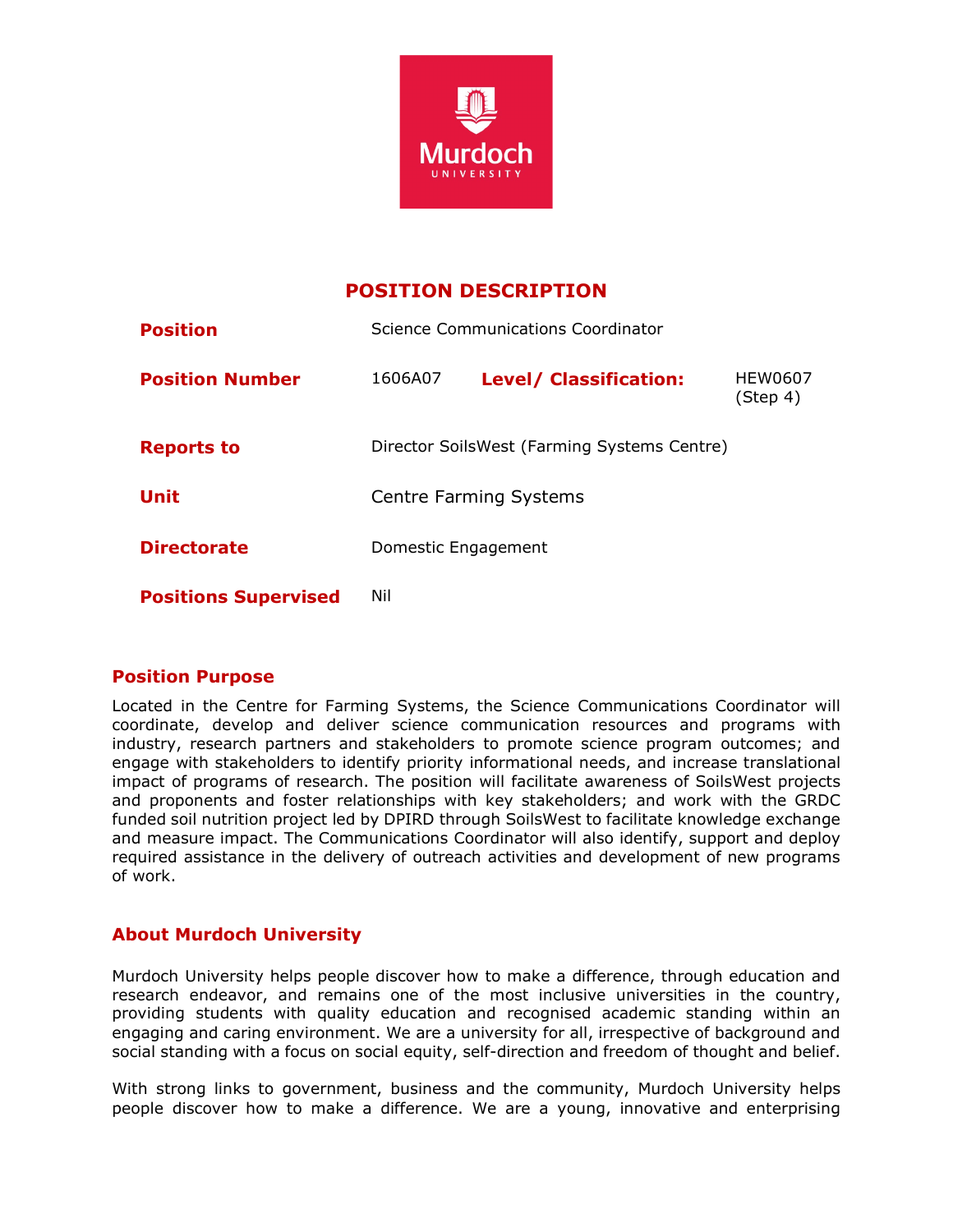# POSITION DESCRIPTION

| | | | |
|---|---|---|---|
| **Position** | Science Communications Coordinator | | |
| **Position Number** | 1606A07 | **Level/ Classification:** | HEW0607 (Step 4) |
| **Reports to** | Director SoilsWest (Farming Systems Centre) | | |
| **Unit** | Centre Farming Systems | | |
| **Directorate** | Domestic Engagement | | |
| **Positions Supervised** | Nil | | |

## Position Purpose

Located in the Centre for Farming Systems, the Science Communications Coordinator will coordinate, develop and deliver science communication resources and programs with industry, research partners and stakeholders to promote science program outcomes; and engage with stakeholders to identify priority informational needs, and increase translational impact of programs of research. The position will facilitate awareness of SoilsWest projects and proponents and foster relationships with key stakeholders; and work with the GRDC funded soil nutrition project led by DPIRD through SoilsWest to facilitate knowledge exchange and measure impact. The Communications Coordinator will also identify, support and deploy required assistance in the delivery of outreach activities and development of new programs of work.

## About Murdoch University

Murdoch University helps people discover how to make a difference, through education and research endeavor, and remains one of the most inclusive universities in the country, providing students with quality education and recognised academic standing within an engaging and caring environment. We are a university for all, irrespective of background and social standing with a focus on social equity, self-direction and freedom of thought and belief.

With strong links to government, business and the community, Murdoch University helps people discover how to make a difference. We are a young, innovative and enterprising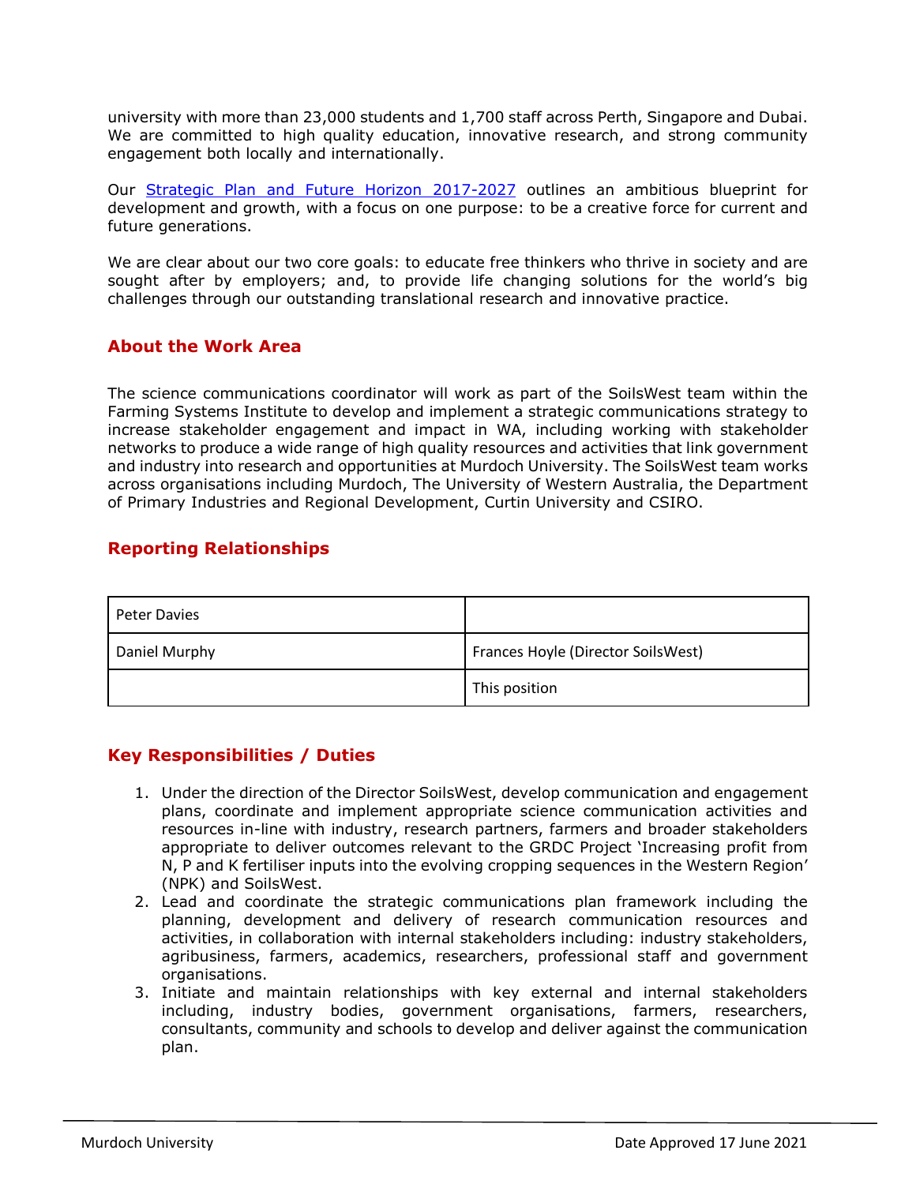university with more than 23,000 students and 1,700 staff across Perth, Singapore and Dubai. We are committed to high quality education, innovative research, and strong community engagement both locally and internationally.

Our Strategic Plan and Future Horizon 2017-2027 outlines an ambitious blueprint for development and growth, with a focus on one purpose: to be a creative force for current and future generations.

We are clear about our two core goals: to educate free thinkers who thrive in society and are sought after by employers; and, to provide life changing solutions for the world's big challenges through our outstanding translational research and innovative practice.

## About the Work Area

The science communications coordinator will work as part of the SoilsWest team within the Farming Systems Institute to develop and implement a strategic communications strategy to increase stakeholder engagement and impact in WA, including working with stakeholder networks to produce a wide range of high quality resources and activities that link government and industry into research and opportunities at Murdoch University. The SoilsWest team works across organisations including Murdoch, The University of Western Australia, the Department of Primary Industries and Regional Development, Curtin University and CSIRO.

## Reporting Relationships

| | |
|---|---|
| Peter Davies | |
| Daniel Murphy | Frances Hoyle (Director SoilsWest) |
| | This position |

## Key Responsibilities / Duties

1. Under the direction of the Director SoilsWest, develop communication and engagement plans, coordinate and implement appropriate science communication activities and resources in-line with industry, research partners, farmers and broader stakeholders appropriate to deliver outcomes relevant to the GRDC Project 'Increasing profit from N, P and K fertiliser inputs into the evolving cropping sequences in the Western Region' (NPK) and SoilsWest.
2. Lead and coordinate the strategic communications plan framework including the planning, development and delivery of research communication resources and activities, in collaboration with internal stakeholders including: industry stakeholders, agribusiness, farmers, academics, researchers, professional staff and government organisations.
3. Initiate and maintain relationships with key external and internal stakeholders including, industry bodies, government organisations, farmers, researchers, consultants, community and schools to develop and deliver against the communication plan.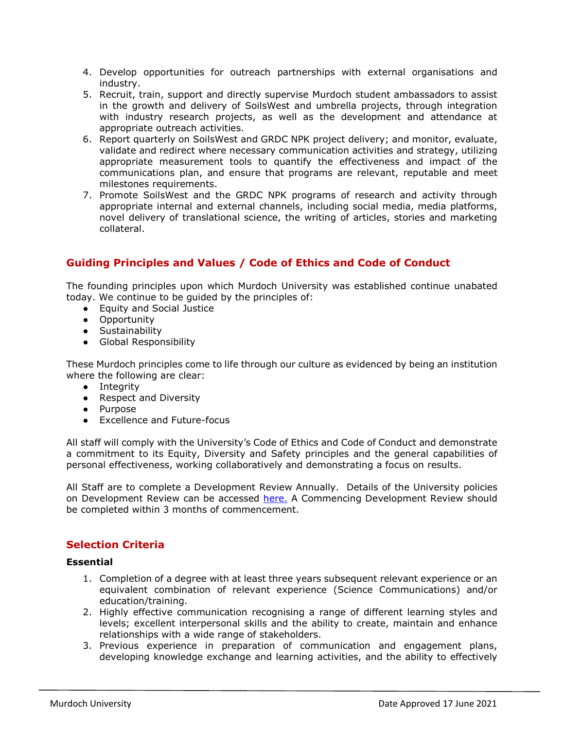4. Develop opportunities for outreach partnerships with external organisations and industry.
5. Recruit, train, support and directly supervise Murdoch student ambassadors to assist in the growth and delivery of SoilsWest and umbrella projects, through integration with industry research projects, as well as the development and attendance at appropriate outreach activities.
6. Report quarterly on SoilsWest and GRDC NPK project delivery; and monitor, evaluate, validate and redirect where necessary communication activities and strategy, utilizing appropriate measurement tools to quantify the effectiveness and impact of the communications plan, and ensure that programs are relevant, reputable and meet milestones requirements.
7. Promote SoilsWest and the GRDC NPK programs of research and activity through appropriate internal and external channels, including social media, media platforms, novel delivery of translational science, the writing of articles, stories and marketing collateral.

## Guiding Principles and Values / Code of Ethics and Code of Conduct

The founding principles upon which Murdoch University was established continue unabated today. We continue to be guided by the principles of:

- Equity and Social Justice
- Opportunity
- Sustainability
- Global Responsibility

These Murdoch principles come to life through our culture as evidenced by being an institution where the following are clear:

- Integrity
- Respect and Diversity
- Purpose
- Excellence and Future-focus

All staff will comply with the University's Code of Ethics and Code of Conduct and demonstrate a commitment to its Equity, Diversity and Safety principles and the general capabilities of personal effectiveness, working collaboratively and demonstrating a focus on results.

All Staff are to complete a Development Review Annually. Details of the University policies on Development Review can be accessed [here.](#) A Commencing Development Review should be completed within 3 months of commencement.

## Selection Criteria

### Essential

1. Completion of a degree with at least three years subsequent relevant experience or an equivalent combination of relevant experience (Science Communications) and/or education/training.
2. Highly effective communication recognising a range of different learning styles and levels; excellent interpersonal skills and the ability to create, maintain and enhance relationships with a wide range of stakeholders.
3. Previous experience in preparation of communication and engagement plans, developing knowledge exchange and learning activities, and the ability to effectively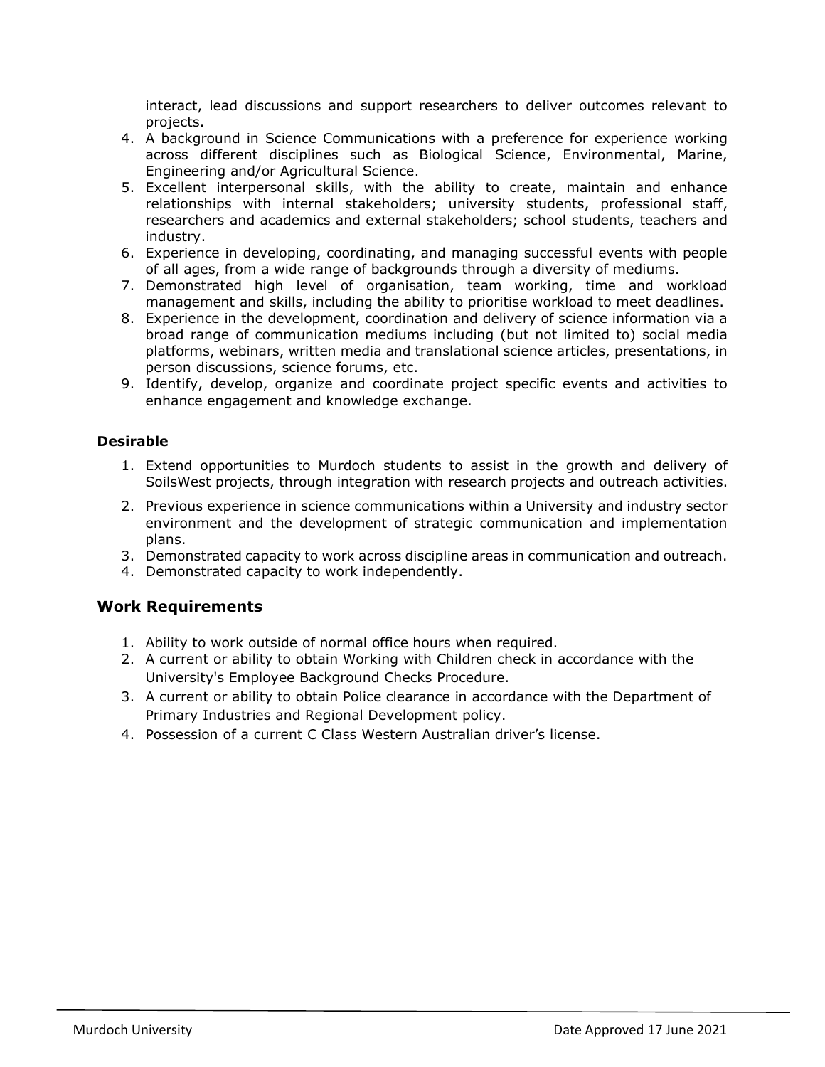interact, lead discussions and support researchers to deliver outcomes relevant to projects.

4. A background in Science Communications with a preference for experience working across different disciplines such as Biological Science, Environmental, Marine, Engineering and/or Agricultural Science.
5. Excellent interpersonal skills, with the ability to create, maintain and enhance relationships with internal stakeholders; university students, professional staff, researchers and academics and external stakeholders; school students, teachers and industry.
6. Experience in developing, coordinating, and managing successful events with people of all ages, from a wide range of backgrounds through a diversity of mediums.
7. Demonstrated high level of organisation, team working, time and workload management and skills, including the ability to prioritise workload to meet deadlines.
8. Experience in the development, coordination and delivery of science information via a broad range of communication mediums including (but not limited to) social media platforms, webinars, written media and translational science articles, presentations, in person discussions, science forums, etc.
9. Identify, develop, organize and coordinate project specific events and activities to enhance engagement and knowledge exchange.

**Desirable**

1. Extend opportunities to Murdoch students to assist in the growth and delivery of SoilsWest projects, through integration with research projects and outreach activities.
2. Previous experience in science communications within a University and industry sector environment and the development of strategic communication and implementation plans.
3. Demonstrated capacity to work across discipline areas in communication and outreach.
4. Demonstrated capacity to work independently.

## Work Requirements

1. Ability to work outside of normal office hours when required.
2. A current or ability to obtain Working with Children check in accordance with the University's Employee Background Checks Procedure.
3. A current or ability to obtain Police clearance in accordance with the Department of Primary Industries and Regional Development policy.
4. Possession of a current C Class Western Australian driver's license.